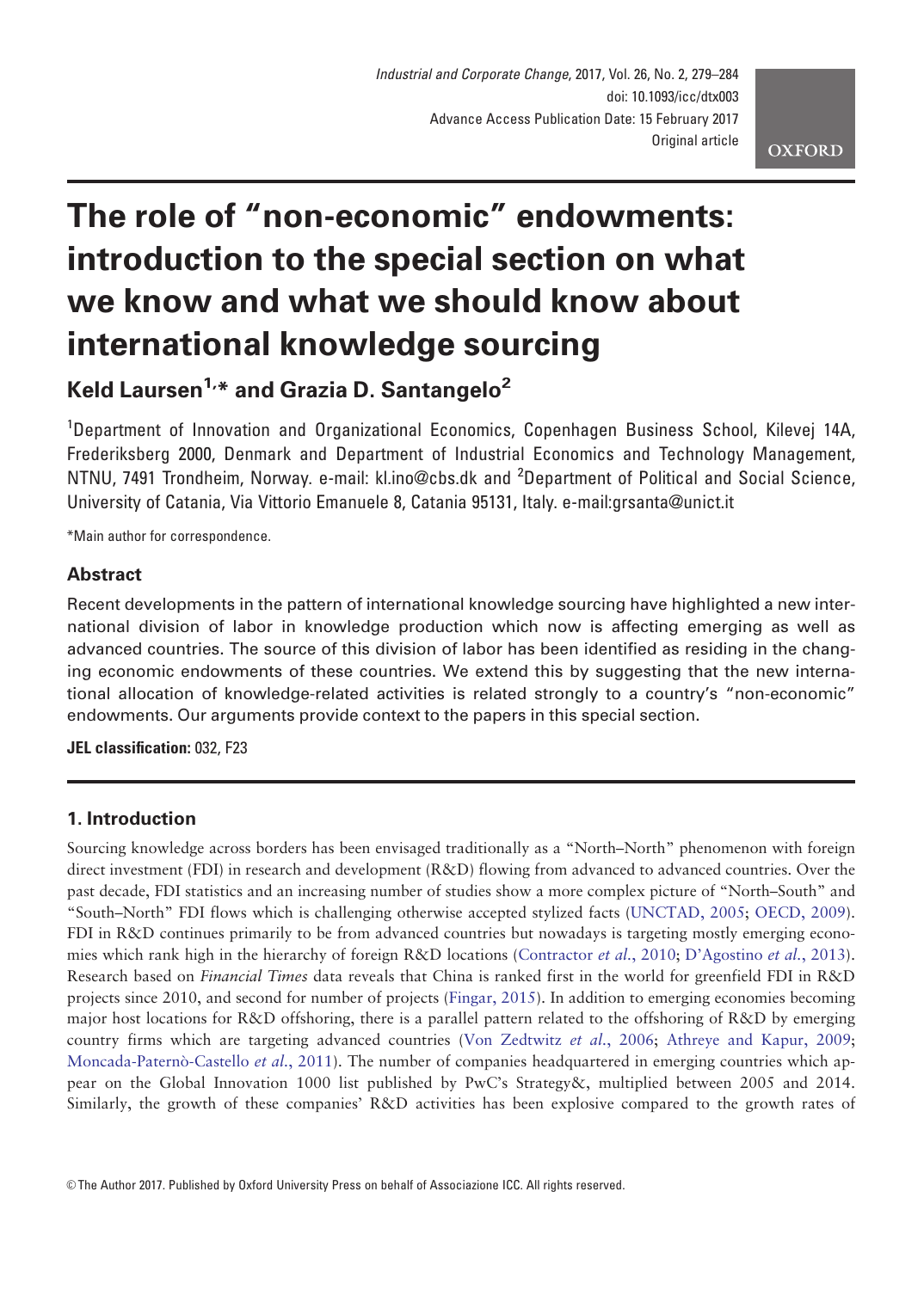# The role of "non-economic" endowments: introduction to the special section on what we know and what we should know about international knowledge sourcing

**Keld Laursen[1,*] and Grazia D. Santangelo[2]**

[1]Department of Innovation and Organizational Economics, Copenhagen Business School, Kilevej 14A, Frederiksberg 2000, Denmark and Department of Industrial Economics and Technology Management, NTNU, 7491 Trondheim, Norway. e-mail: kl.ino@cbs.dk and [2]Department of Political and Social Science, University of Catania, Via Vittorio Emanuele 8, Catania 95131, Italy. e-mail:grsanta@unict.it

*Main author for correspondence.

## Abstract

Recent developments in the pattern of international knowledge sourcing have highlighted a new international division of labor in knowledge production which now is affecting emerging as well as advanced countries. The source of this division of labor has been identified as residing in the changing economic endowments of these countries. We extend this by suggesting that the new international allocation of knowledge-related activities is related strongly to a country's "non-economic" endowments. Our arguments provide context to the papers in this special section.

**JEL classification:** 032, F23

## 1. Introduction

Sourcing knowledge across borders has been envisaged traditionally as a "North–North" phenomenon with foreign direct investment (FDI) in research and development (R&D) flowing from advanced to advanced countries. Over the past decade, FDI statistics and an increasing number of studies show a more complex picture of "North–South" and "South–North" FDI flows which is challenging otherwise accepted stylized facts (UNCTAD, 2005; OECD, 2009). FDI in R&D continues primarily to be from advanced countries but nowadays is targeting mostly emerging economies which rank high in the hierarchy of foreign R&D locations (Contractor *et al.*, 2010; D'Agostino *et al.*, 2013). Research based on *Financial Times* data reveals that China is ranked first in the world for greenfield FDI in R&D projects since 2010, and second for number of projects (Fingar, 2015). In addition to emerging economies becoming major host locations for R&D offshoring, there is a parallel pattern related to the offshoring of R&D by emerging country firms which are targeting advanced countries (Von Zedtwitz *et al.*, 2006; Athreye and Kapur, 2009; Moncada-Paternò-Castello *et al.*, 2011). The number of companies headquartered in emerging countries which appear on the Global Innovation 1000 list published by PwC's Strategy&, multiplied between 2005 and 2014. Similarly, the growth of these companies' R&D activities has been explosive compared to the growth rates of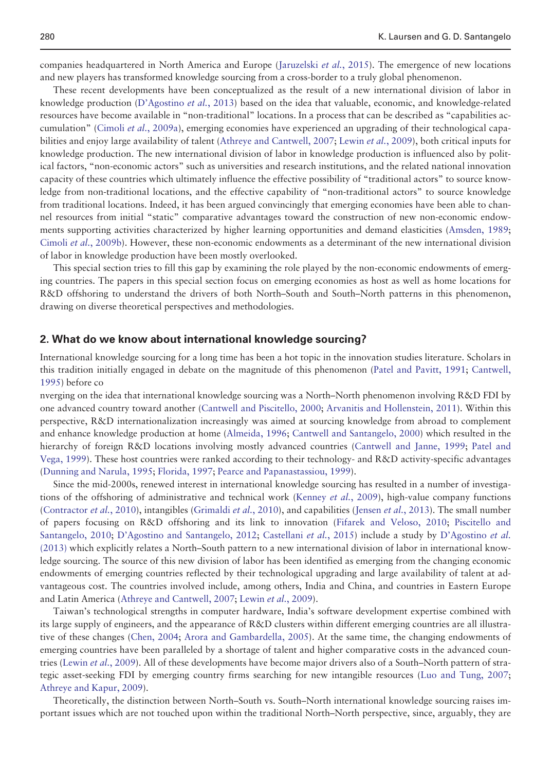companies headquartered in North America and Europe (Jaruzelski *et al.*, 2015). The emergence of new locations and new players has transformed knowledge sourcing from a cross-border to a truly global phenomenon.

These recent developments have been conceptualized as the result of a new international division of labor in knowledge production (D'Agostino *et al.*, 2013) based on the idea that valuable, economic, and knowledge-related resources have become available in "non-traditional" locations. In a process that can be described as "capabilities accumulation" (Cimoli *et al.*, 2009a), emerging economies have experienced an upgrading of their technological capabilities and enjoy large availability of talent (Athreye and Cantwell, 2007; Lewin *et al.*, 2009), both critical inputs for knowledge production. The new international division of labor in knowledge production is influenced also by political factors, "non-economic actors" such as universities and research institutions, and the related national innovation capacity of these countries which ultimately influence the effective possibility of "traditional actors" to source knowledge from non-traditional locations, and the effective capability of "non-traditional actors" to source knowledge from traditional locations. Indeed, it has been argued convincingly that emerging economies have been able to channel resources from initial "static" comparative advantages toward the construction of new non-economic endowments supporting activities characterized by higher learning opportunities and demand elasticities (Amsden, 1989; Cimoli *et al.*, 2009b). However, these non-economic endowments as a determinant of the new international division of labor in knowledge production have been mostly overlooked.

This special section tries to fill this gap by examining the role played by the non-economic endowments of emerging countries. The papers in this special section focus on emerging economies as host as well as home locations for R&D offshoring to understand the drivers of both North–South and South–North patterns in this phenomenon, drawing on diverse theoretical perspectives and methodologies.

## 2. What do we know about international knowledge sourcing?

International knowledge sourcing for a long time has been a hot topic in the innovation studies literature. Scholars in this tradition initially engaged in debate on the magnitude of this phenomenon (Patel and Pavitt, 1991; Cantwell, 1995) before converging on the idea that international knowledge sourcing was a North–North phenomenon involving R&D FDI by one advanced country toward another (Cantwell and Piscitello, 2000; Arvanitis and Hollenstein, 2011). Within this perspective, R&D internationalization increasingly was aimed at sourcing knowledge from abroad to complement and enhance knowledge production at home (Almeida, 1996; Cantwell and Santangelo, 2000) which resulted in the hierarchy of foreign R&D locations involving mostly advanced countries (Cantwell and Janne, 1999; Patel and Vega, 1999). These host countries were ranked according to their technology- and R&D activity-specific advantages (Dunning and Narula, 1995; Florida, 1997; Pearce and Papanastassiou, 1999).

Since the mid-2000s, renewed interest in international knowledge sourcing has resulted in a number of investigations of the offshoring of administrative and technical work (Kenney *et al.*, 2009), high-value company functions (Contractor *et al.*, 2010), intangibles (Grimaldi *et al.*, 2010), and capabilities (Jensen *et al.*, 2013). The small number of papers focusing on R&D offshoring and its link to innovation (Fifarek and Veloso, 2010; Piscitello and Santangelo, 2010; D'Agostino and Santangelo, 2012; Castellani *et al.*, 2015) include a study by D'Agostino *et al.* (2013) which explicitly relates a North–South pattern to a new international division of labor in international knowledge sourcing. The source of this new division of labor has been identified as emerging from the changing economic endowments of emerging countries reflected by their technological upgrading and large availability of talent at advantageous cost. The countries involved include, among others, India and China, and countries in Eastern Europe and Latin America (Athreye and Cantwell, 2007; Lewin *et al.*, 2009).

Taiwan's technological strengths in computer hardware, India's software development expertise combined with its large supply of engineers, and the appearance of R&D clusters within different emerging countries are all illustrative of these changes (Chen, 2004; Arora and Gambardella, 2005). At the same time, the changing endowments of emerging countries have been paralleled by a shortage of talent and higher comparative costs in the advanced countries (Lewin *et al.*, 2009). All of these developments have become major drivers also of a South–North pattern of strategic asset-seeking FDI by emerging country firms searching for new intangible resources (Luo and Tung, 2007; Athreye and Kapur, 2009).

Theoretically, the distinction between North–South vs. South–North international knowledge sourcing raises important issues which are not touched upon within the traditional North–North perspective, since, arguably, they are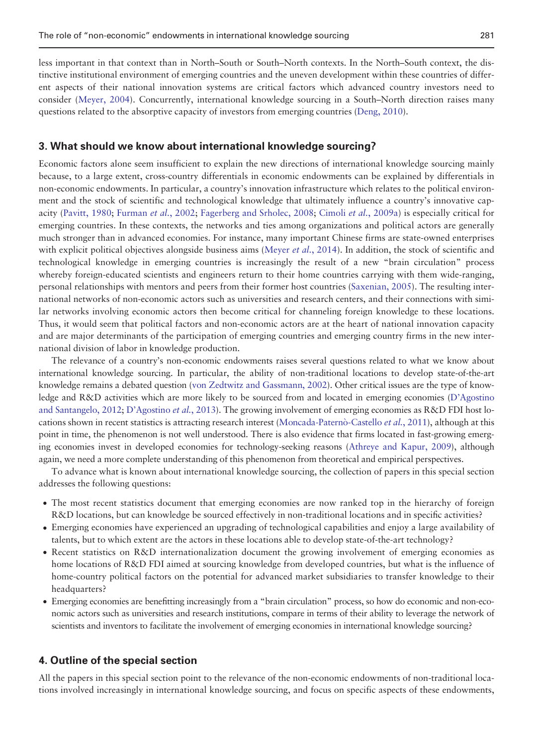less important in that context than in North–South or South–North contexts. In the North–South context, the distinctive institutional environment of emerging countries and the uneven development within these countries of different aspects of their national innovation systems are critical factors which advanced country investors need to consider (Meyer, 2004). Concurrently, international knowledge sourcing in a South–North direction raises many questions related to the absorptive capacity of investors from emerging countries (Deng, 2010).

## 3. What should we know about international knowledge sourcing?

Economic factors alone seem insufficient to explain the new directions of international knowledge sourcing mainly because, to a large extent, cross-country differentials in economic endowments can be explained by differentials in non-economic endowments. In particular, a country's innovation infrastructure which relates to the political environment and the stock of scientific and technological knowledge that ultimately influence a country's innovative capacity (Pavitt, 1980; Furman *et al.*, 2002; Fagerberg and Srholec, 2008; Cimoli *et al.*, 2009a) is especially critical for emerging countries. In these contexts, the networks and ties among organizations and political actors are generally much stronger than in advanced economies. For instance, many important Chinese firms are state-owned enterprises with explicit political objectives alongside business aims (Meyer *et al.*, 2014). In addition, the stock of scientific and technological knowledge in emerging countries is increasingly the result of a new "brain circulation" process whereby foreign-educated scientists and engineers return to their home countries carrying with them wide-ranging, personal relationships with mentors and peers from their former host countries (Saxenian, 2005). The resulting international networks of non-economic actors such as universities and research centers, and their connections with similar networks involving economic actors then become critical for channeling foreign knowledge to these locations. Thus, it would seem that political factors and non-economic actors are at the heart of national innovation capacity and are major determinants of the participation of emerging countries and emerging country firms in the new international division of labor in knowledge production.

The relevance of a country's non-economic endowments raises several questions related to what we know about international knowledge sourcing. In particular, the ability of non-traditional locations to develop state-of-the-art knowledge remains a debated question (von Zedtwitz and Gassmann, 2002). Other critical issues are the type of knowledge and R&D activities which are more likely to be sourced from and located in emerging economies (D'Agostino and Santangelo, 2012; D'Agostino *et al.*, 2013). The growing involvement of emerging economies as R&D FDI host locations shown in recent statistics is attracting research interest (Moncada-Paternò-Castello *et al.*, 2011), although at this point in time, the phenomenon is not well understood. There is also evidence that firms located in fast-growing emerging economies invest in developed economies for technology-seeking reasons (Athreye and Kapur, 2009), although again, we need a more complete understanding of this phenomenon from theoretical and empirical perspectives.

To advance what is known about international knowledge sourcing, the collection of papers in this special section addresses the following questions:

- The most recent statistics document that emerging economies are now ranked top in the hierarchy of foreign R&D locations, but can knowledge be sourced effectively in non-traditional locations and in specific activities?
- Emerging economies have experienced an upgrading of technological capabilities and enjoy a large availability of talents, but to which extent are the actors in these locations able to develop state-of-the-art technology?
- Recent statistics on R&D internationalization document the growing involvement of emerging economies as home locations of R&D FDI aimed at sourcing knowledge from developed countries, but what is the influence of home-country political factors on the potential for advanced market subsidiaries to transfer knowledge to their headquarters?
- Emerging economies are benefitting increasingly from a "brain circulation" process, so how do economic and non-economic actors such as universities and research institutions, compare in terms of their ability to leverage the network of scientists and inventors to facilitate the involvement of emerging economies in international knowledge sourcing?

## 4. Outline of the special section

All the papers in this special section point to the relevance of the non-economic endowments of non-traditional locations involved increasingly in international knowledge sourcing, and focus on specific aspects of these endowments,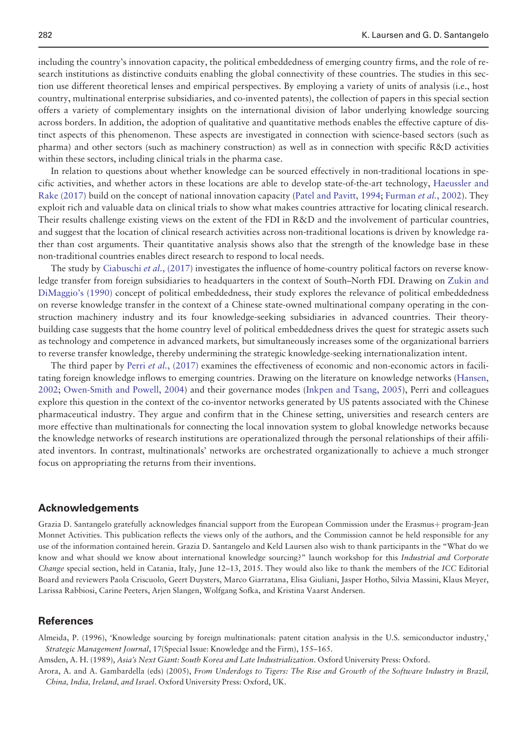including the country's innovation capacity, the political embeddedness of emerging country firms, and the role of research institutions as distinctive conduits enabling the global connectivity of these countries. The studies in this section use different theoretical lenses and empirical perspectives. By employing a variety of units of analysis (i.e., host country, multinational enterprise subsidiaries, and co-invented patents), the collection of papers in this special section offers a variety of complementary insights on the international division of labor underlying knowledge sourcing across borders. In addition, the adoption of qualitative and quantitative methods enables the effective capture of distinct aspects of this phenomenon. These aspects are investigated in connection with science-based sectors (such as pharma) and other sectors (such as machinery construction) as well as in connection with specific R&D activities within these sectors, including clinical trials in the pharma case.

In relation to questions about whether knowledge can be sourced effectively in non-traditional locations in specific activities, and whether actors in these locations are able to develop state-of-the-art technology, Haeussler and Rake (2017) build on the concept of national innovation capacity (Patel and Pavitt, 1994; Furman *et al.*, 2002). They exploit rich and valuable data on clinical trials to show what makes countries attractive for locating clinical research. Their results challenge existing views on the extent of the FDI in R&D and the involvement of particular countries, and suggest that the location of clinical research activities across non-traditional locations is driven by knowledge rather than cost arguments. Their quantitative analysis shows also that the strength of the knowledge base in these non-traditional countries enables direct research to respond to local needs.

The study by Ciabuschi *et al.*, (2017) investigates the influence of home-country political factors on reverse knowledge transfer from foreign subsidiaries to headquarters in the context of South–North FDI. Drawing on Zukin and DiMaggio's (1990) concept of political embeddedness, their study explores the relevance of political embeddedness on reverse knowledge transfer in the context of a Chinese state-owned multinational company operating in the construction machinery industry and its four knowledge-seeking subsidiaries in advanced countries. Their theory-building case suggests that the home country level of political embeddedness drives the quest for strategic assets such as technology and competence in advanced markets, but simultaneously increases some of the organizational barriers to reverse transfer knowledge, thereby undermining the strategic knowledge-seeking internationalization intent.

The third paper by Perri *et al.*, (2017) examines the effectiveness of economic and non-economic actors in facilitating foreign knowledge inflows to emerging countries. Drawing on the literature on knowledge networks (Hansen, 2002; Owen-Smith and Powell, 2004) and their governance modes (Inkpen and Tsang, 2005), Perri and colleagues explore this question in the context of the co-inventor networks generated by US patents associated with the Chinese pharmaceutical industry. They argue and confirm that in the Chinese setting, universities and research centers are more effective than multinationals for connecting the local innovation system to global knowledge networks because the knowledge networks of research institutions are operationalized through the personal relationships of their affiliated inventors. In contrast, multinationals' networks are orchestrated organizationally to achieve a much stronger focus on appropriating the returns from their inventions.

## Acknowledgements

Grazia D. Santangelo gratefully acknowledges financial support from the European Commission under the Erasmus+ program-Jean Monnet Activities. This publication reflects the views only of the authors, and the Commission cannot be held responsible for any use of the information contained herein. Grazia D. Santangelo and Keld Laursen also wish to thank participants in the "What do we know and what should we know about international knowledge sourcing?" launch workshop for this *Industrial and Corporate Change* special section, held in Catania, Italy, June 12–13, 2015. They would also like to thank the members of the *ICC* Editorial Board and reviewers Paola Criscuolo, Geert Duysters, Marco Giarratana, Elisa Giuliani, Jasper Hotho, Silvia Massini, Klaus Meyer, Larissa Rabbiosi, Carine Peeters, Arjen Slangen, Wolfgang Sofka, and Kristina Vaarst Andersen.

## References

Almeida, P. (1996), 'Knowledge sourcing by foreign multinationals: patent citation analysis in the U.S. semiconductor industry,' *Strategic Management Journal*, 17(Special Issue: Knowledge and the Firm), 155–165.

Amsden, A. H. (1989), *Asia's Next Giant: South Korea and Late Industrialization*. Oxford University Press: Oxford.

Arora, A. and A. Gambardella (eds) (2005), *From Underdogs to Tigers: The Rise and Growth of the Software Industry in Brazil, China, India, Ireland, and Israel*. Oxford University Press: Oxford, UK.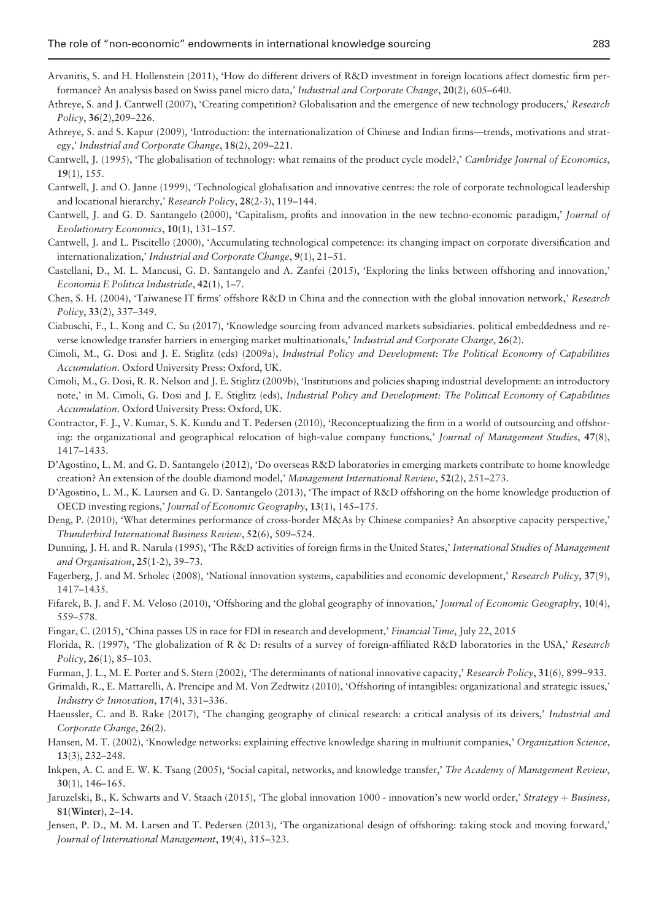Arvanitis, S. and H. Hollenstein (2011), 'How do different drivers of R&D investment in foreign locations affect domestic firm performance? An analysis based on Swiss panel micro data,' *Industrial and Corporate Change*, **20**(2), 605–640.

Athreye, S. and J. Cantwell (2007), 'Creating competition? Globalisation and the emergence of new technology producers,' *Research Policy*, **36**(2),209–226.

Athreye, S. and S. Kapur (2009), 'Introduction: the internationalization of Chinese and Indian firms—trends, motivations and strategy,' *Industrial and Corporate Change*, **18**(2), 209–221.

Cantwell, J. (1995), 'The globalisation of technology: what remains of the product cycle model?,' *Cambridge Journal of Economics*, **19**(1), 155.

Cantwell, J. and O. Janne (1999), 'Technological globalisation and innovative centres: the role of corporate technological leadership and locational hierarchy,' *Research Policy*, **28**(2-3), 119–144.

Cantwell, J. and G. D. Santangelo (2000), 'Capitalism, profits and innovation in the new techno-economic paradigm,' *Journal of Evolutionary Economics*, **10**(1), 131–157.

Cantwell, J. and L. Piscitello (2000), 'Accumulating technological competence: its changing impact on corporate diversification and internationalization,' *Industrial and Corporate Change*, **9**(1), 21–51.

Castellani, D., M. L. Mancusi, G. D. Santangelo and A. Zanfei (2015), 'Exploring the links between offshoring and innovation,' *Economia E Politica Industriale*, **42**(1), 1–7.

Chen, S. H. (2004), 'Taiwanese IT firms' offshore R&D in China and the connection with the global innovation network,' *Research Policy*, **33**(2), 337–349.

Ciabuschi, F., L. Kong and C. Su (2017), 'Knowledge sourcing from advanced markets subsidiaries. political embeddedness and reverse knowledge transfer barriers in emerging market multinationals,' *Industrial and Corporate Change*, **26**(2).

Cimoli, M., G. Dosi and J. E. Stiglitz (eds) (2009a), *Industrial Policy and Development: The Political Economy of Capabilities Accumulation*. Oxford University Press: Oxford, UK.

Cimoli, M., G. Dosi, R. R. Nelson and J. E. Stiglitz (2009b), 'Institutions and policies shaping industrial development: an introductory note,' in M. Cimoli, G. Dosi and J. E. Stiglitz (eds), *Industrial Policy and Development: The Political Economy of Capabilities Accumulation*. Oxford University Press: Oxford, UK.

Contractor, F. J., V. Kumar, S. K. Kundu and T. Pedersen (2010), 'Reconceptualizing the firm in a world of outsourcing and offshoring: the organizational and geographical relocation of high-value company functions,' *Journal of Management Studies*, **47**(8), 1417–1433.

D'Agostino, L. M. and G. D. Santangelo (2012), 'Do overseas R&D laboratories in emerging markets contribute to home knowledge creation? An extension of the double diamond model,' *Management International Review*, **52**(2), 251–273.

D'Agostino, L. M., K. Laursen and G. D. Santangelo (2013), 'The impact of R&D offshoring on the home knowledge production of OECD investing regions,' *Journal of Economic Geography*, **13**(1), 145–175.

Deng, P. (2010), 'What determines performance of cross-border M&As by Chinese companies? An absorptive capacity perspective,' *Thunderbird International Business Review*, **52**(6), 509–524.

Dunning, J. H. and R. Narula (1995), 'The R&D activities of foreign firms in the United States,' *International Studies of Management and Organisation*, **25**(1-2), 39–73.

Fagerberg, J. and M. Srholec (2008), 'National innovation systems, capabilities and economic development,' *Research Policy*, **37**(9), 1417–1435.

Fifarek, B. J. and F. M. Veloso (2010), 'Offshoring and the global geography of innovation,' *Journal of Economic Geography*, **10**(4), 559–578.

Fingar, C. (2015), 'China passes US in race for FDI in research and development,' *Financial Time*, July 22, 2015

Florida, R. (1997), 'The globalization of R & D: results of a survey of foreign-affiliated R&D laboratories in the USA,' *Research Policy*, **26**(1), 85–103.

Furman, J. L., M. E. Porter and S. Stern (2002), 'The determinants of national innovative capacity,' *Research Policy*, **31**(6), 899–933.

Grimaldi, R., E. Mattarelli, A. Prencipe and M. Von Zedtwitz (2010), 'Offshoring of intangibles: organizational and strategic issues,' *Industry & Innovation*, **17**(4), 331–336.

Haeussler, C. and B. Rake (2017), 'The changing geography of clinical research: a critical analysis of its drivers,' *Industrial and Corporate Change*, **26**(2).

Hansen, M. T. (2002), 'Knowledge networks: explaining effective knowledge sharing in multiunit companies,' *Organization Science*, **13**(3), 232–248.

Inkpen, A. C. and E. W. K. Tsang (2005), 'Social capital, networks, and knowledge transfer,' *The Academy of Management Review*, **30**(1), 146–165.

Jaruzelski, B., K. Schwarts and V. Staach (2015), 'The global innovation 1000 - innovation's new world order,' *Strategy + Business*, **81(Winter)**, 2–14.

Jensen, P. D., M. M. Larsen and T. Pedersen (2013), 'The organizational design of offshoring: taking stock and moving forward,' *Journal of International Management*, **19**(4), 315–323.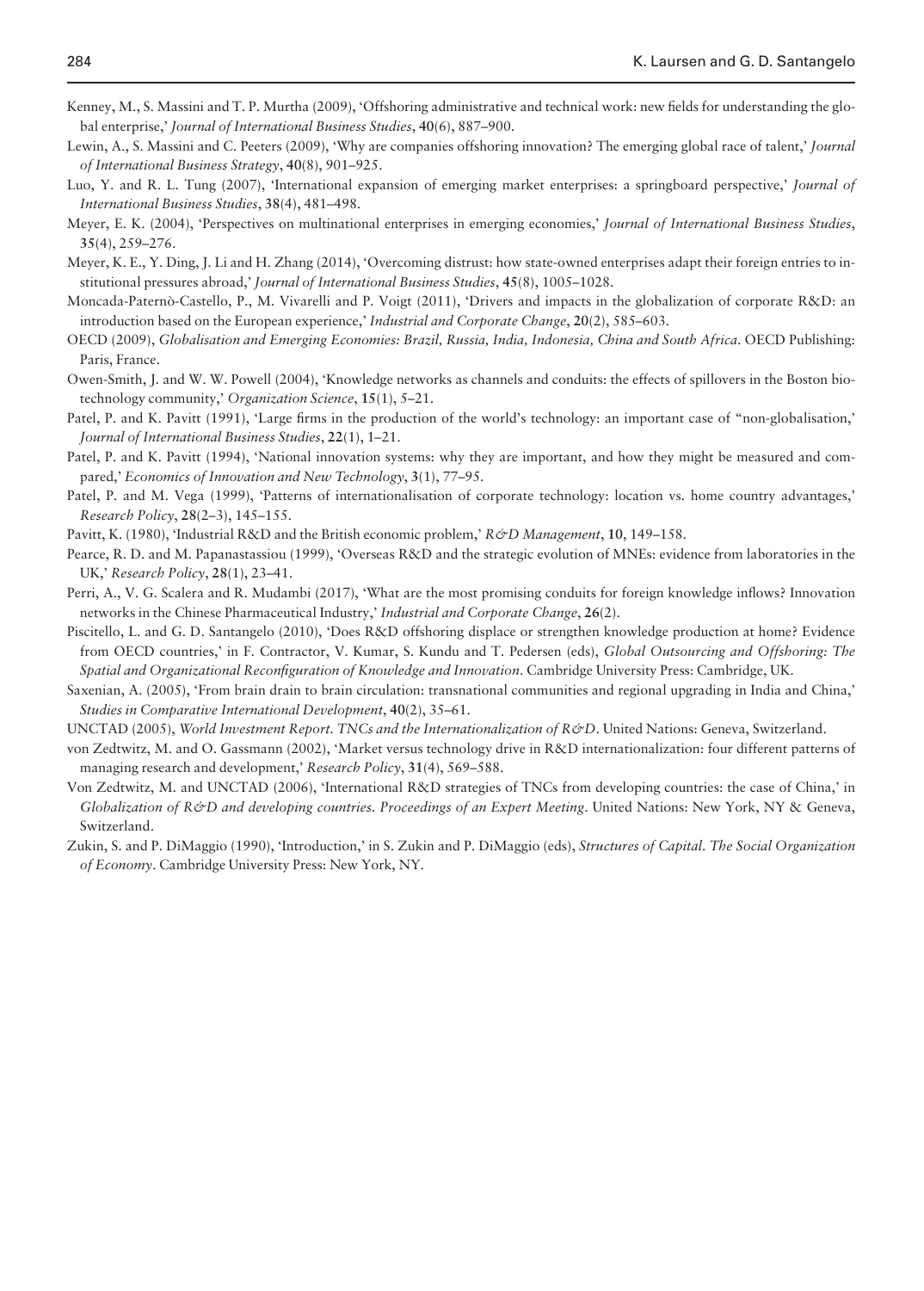Kenney, M., S. Massini and T. P. Murtha (2009), 'Offshoring administrative and technical work: new fields for understanding the global enterprise,' *Journal of International Business Studies*, **40**(6), 887–900.

Lewin, A., S. Massini and C. Peeters (2009), 'Why are companies offshoring innovation? The emerging global race of talent,' *Journal of International Business Strategy*, **40**(8), 901–925.

Luo, Y. and R. L. Tung (2007), 'International expansion of emerging market enterprises: a springboard perspective,' *Journal of International Business Studies*, **38**(4), 481–498.

Meyer, E. K. (2004), 'Perspectives on multinational enterprises in emerging economies,' *Journal of International Business Studies*, **35**(4), 259–276.

Meyer, K. E., Y. Ding, J. Li and H. Zhang (2014), 'Overcoming distrust: how state-owned enterprises adapt their foreign entries to institutional pressures abroad,' *Journal of International Business Studies*, **45**(8), 1005–1028.

Moncada-Paternò-Castello, P., M. Vivarelli and P. Voigt (2011), 'Drivers and impacts in the globalization of corporate R&D: an introduction based on the European experience,' *Industrial and Corporate Change*, **20**(2), 585–603.

OECD (2009), *Globalisation and Emerging Economies: Brazil, Russia, India, Indonesia, China and South Africa*. OECD Publishing: Paris, France.

Owen-Smith, J. and W. W. Powell (2004), 'Knowledge networks as channels and conduits: the effects of spillovers in the Boston biotechnology community,' *Organization Science*, **15**(1), 5–21.

Patel, P. and K. Pavitt (1991), 'Large firms in the production of the world's technology: an important case of "non-globalisation,' *Journal of International Business Studies*, **22**(1), 1–21.

Patel, P. and K. Pavitt (1994), 'National innovation systems: why they are important, and how they might be measured and compared,' *Economics of Innovation and New Technology*, **3**(1), 77–95.

Patel, P. and M. Vega (1999), 'Patterns of internationalisation of corporate technology: location vs. home country advantages,' *Research Policy*, **28**(2–3), 145–155.

Pavitt, K. (1980), 'Industrial R&D and the British economic problem,' *R&D Management*, **10**, 149–158.

Pearce, R. D. and M. Papanastassiou (1999), 'Overseas R&D and the strategic evolution of MNEs: evidence from laboratories in the UK,' *Research Policy*, **28**(1), 23–41.

Perri, A., V. G. Scalera and R. Mudambi (2017), 'What are the most promising conduits for foreign knowledge inflows? Innovation networks in the Chinese Pharmaceutical Industry,' *Industrial and Corporate Change*, **26**(2).

Piscitello, L. and G. D. Santangelo (2010), 'Does R&D offshoring displace or strengthen knowledge production at home? Evidence from OECD countries,' in F. Contractor, V. Kumar, S. Kundu and T. Pedersen (eds), *Global Outsourcing and Offshoring: The Spatial and Organizational Reconfiguration of Knowledge and Innovation*. Cambridge University Press: Cambridge, UK.

Saxenian, A. (2005), 'From brain drain to brain circulation: transnational communities and regional upgrading in India and China,' *Studies in Comparative International Development*, **40**(2), 35–61.

UNCTAD (2005), *World Investment Report. TNCs and the Internationalization of R&D*. United Nations: Geneva, Switzerland.

von Zedtwitz, M. and O. Gassmann (2002), 'Market versus technology drive in R&D internationalization: four different patterns of managing research and development,' *Research Policy*, **31**(4), 569–588.

Von Zedtwitz, M. and UNCTAD (2006), 'International R&D strategies of TNCs from developing countries: the case of China,' in *Globalization of R&D and developing countries. Proceedings of an Expert Meeting*. United Nations: New York, NY & Geneva, Switzerland.

Zukin, S. and P. DiMaggio (1990), 'Introduction,' in S. Zukin and P. DiMaggio (eds), *Structures of Capital. The Social Organization of Economy*. Cambridge University Press: New York, NY.